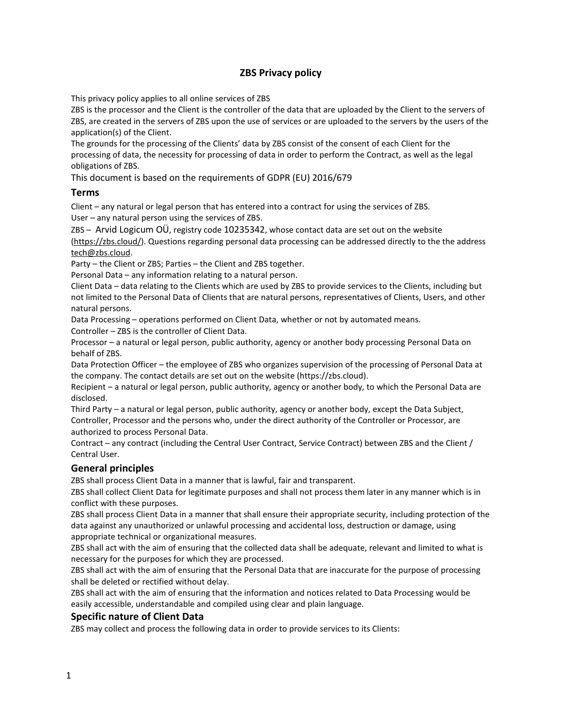# ZBS Privacy policy

This privacy policy applies to all online services of ZBS

ZBS is the processor and the Client is the controller of the data that are uploaded by the Client to the servers of ZBS, are created in the servers of ZBS upon the use of services or are uploaded to the servers by the users of the application(s) of the Client.

The grounds for the processing of the Clients' data by ZBS consist of the consent of each Client for the processing of data, the necessity for processing of data in order to perform the Contract, as well as the legal obligations of ZBS.

This document is based on the requirements of GDPR (EU) 2016/679

## Terms

Client – any natural or legal person that has entered into a contract for using the services of ZBS.

User – any natural person using the services of ZBS.

ZBS – Arvid Logicum OÜ, registry code 10235342, whose contact data are set out on the website (https://zbs.cloud/). Questions regarding personal data processing can be addressed directly to the the address tech@zbs.cloud.

Party – the Client or ZBS; Parties – the Client and ZBS together.

Personal Data – any information relating to a natural person.

Client Data – data relating to the Clients which are used by ZBS to provide services to the Clients, including but not limited to the Personal Data of Clients that are natural persons, representatives of Clients, Users, and other natural persons.

Data Processing – operations performed on Client Data, whether or not by automated means.

Controller – ZBS is the controller of Client Data.

Processor – a natural or legal person, public authority, agency or another body processing Personal Data on behalf of ZBS.

Data Protection Officer – the employee of ZBS who organizes supervision of the processing of Personal Data at the company. The contact details are set out on the website (https://zbs.cloud).

Recipient – a natural or legal person, public authority, agency or another body, to which the Personal Data are disclosed.

Third Party – a natural or legal person, public authority, agency or another body, except the Data Subject, Controller, Processor and the persons who, under the direct authority of the Controller or Processor, are authorized to process Personal Data.

Contract – any contract (including the Central User Contract, Service Contract) between ZBS and the Client / Central User.

## General principles

ZBS shall process Client Data in a manner that is lawful, fair and transparent.

ZBS shall collect Client Data for legitimate purposes and shall not process them later in any manner which is in conflict with these purposes.

ZBS shall process Client Data in a manner that shall ensure their appropriate security, including protection of the data against any unauthorized or unlawful processing and accidental loss, destruction or damage, using appropriate technical or organizational measures.

ZBS shall act with the aim of ensuring that the collected data shall be adequate, relevant and limited to what is necessary for the purposes for which they are processed.

ZBS shall act with the aim of ensuring that the Personal Data that are inaccurate for the purpose of processing shall be deleted or rectified without delay.

ZBS shall act with the aim of ensuring that the information and notices related to Data Processing would be easily accessible, understandable and compiled using clear and plain language.

## Specific nature of Client Data

ZBS may collect and process the following data in order to provide services to its Clients: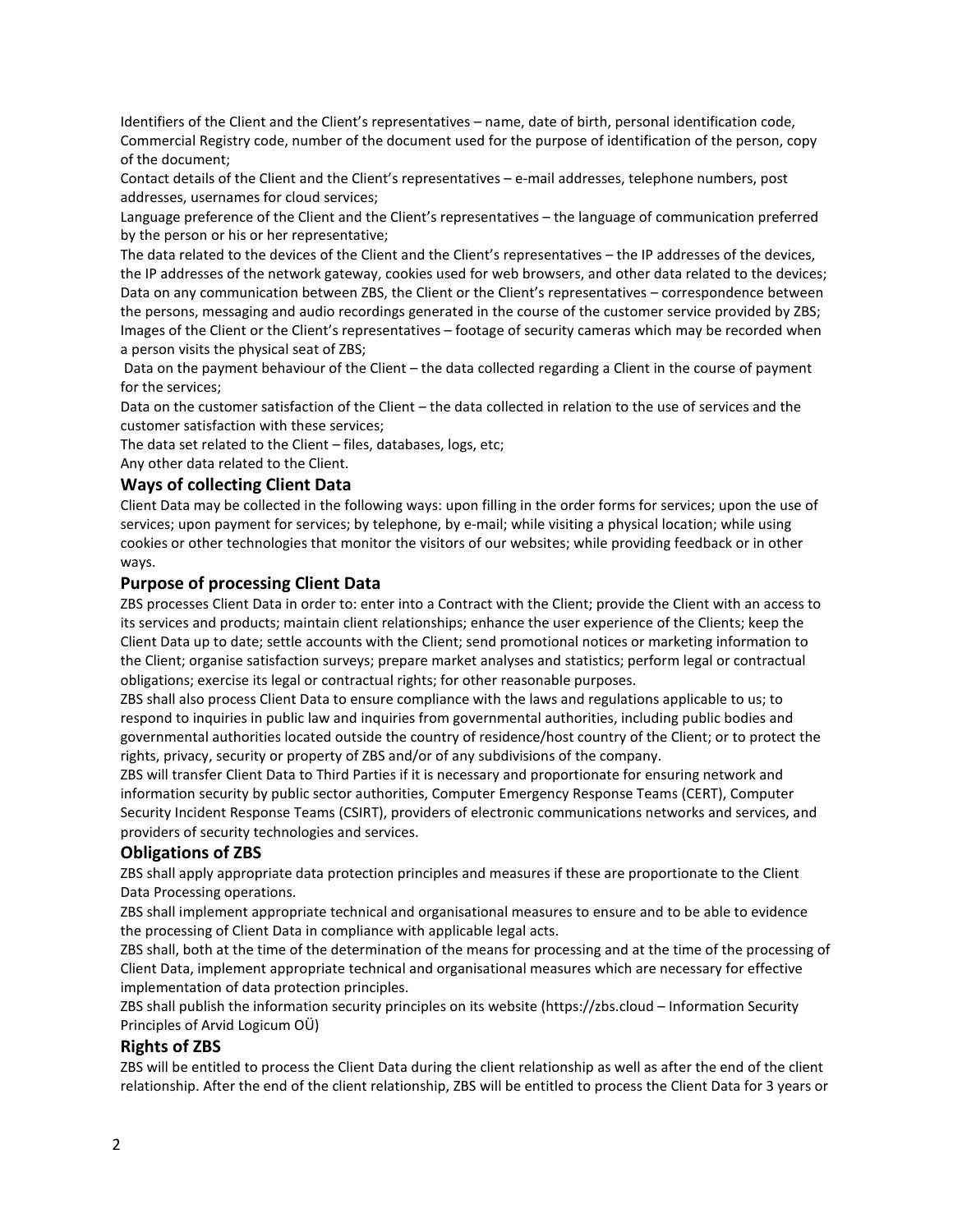Identifiers of the Client and the Client's representatives – name, date of birth, personal identification code, Commercial Registry code, number of the document used for the purpose of identification of the person, copy of the document;

Contact details of the Client and the Client's representatives – e-mail addresses, telephone numbers, post addresses, usernames for cloud services;

Language preference of the Client and the Client's representatives – the language of communication preferred by the person or his or her representative;

The data related to the devices of the Client and the Client's representatives – the IP addresses of the devices, the IP addresses of the network gateway, cookies used for web browsers, and other data related to the devices;

Data on any communication between ZBS, the Client or the Client's representatives – correspondence between the persons, messaging and audio recordings generated in the course of the customer service provided by ZBS;

Images of the Client or the Client's representatives – footage of security cameras which may be recorded when a person visits the physical seat of ZBS;

Data on the payment behaviour of the Client – the data collected regarding a Client in the course of payment for the services;

Data on the customer satisfaction of the Client – the data collected in relation to the use of services and the customer satisfaction with these services;

The data set related to the Client – files, databases, logs, etc;

Any other data related to the Client.

### Ways of collecting Client Data

Client Data may be collected in the following ways: upon filling in the order forms for services; upon the use of services; upon payment for services; by telephone, by e-mail; while visiting a physical location; while using cookies or other technologies that monitor the visitors of our websites; while providing feedback or in other ways.

### Purpose of processing Client Data

ZBS processes Client Data in order to: enter into a Contract with the Client; provide the Client with an access to its services and products; maintain client relationships; enhance the user experience of the Clients; keep the Client Data up to date; settle accounts with the Client; send promotional notices or marketing information to the Client; organise satisfaction surveys; prepare market analyses and statistics; perform legal or contractual obligations; exercise its legal or contractual rights; for other reasonable purposes.

ZBS shall also process Client Data to ensure compliance with the laws and regulations applicable to us; to respond to inquiries in public law and inquiries from governmental authorities, including public bodies and governmental authorities located outside the country of residence/host country of the Client; or to protect the rights, privacy, security or property of ZBS and/or of any subdivisions of the company.

ZBS will transfer Client Data to Third Parties if it is necessary and proportionate for ensuring network and information security by public sector authorities, Computer Emergency Response Teams (CERT), Computer Security Incident Response Teams (CSIRT), providers of electronic communications networks and services, and providers of security technologies and services.

### Obligations of ZBS

ZBS shall apply appropriate data protection principles and measures if these are proportionate to the Client Data Processing operations.

ZBS shall implement appropriate technical and organisational measures to ensure and to be able to evidence the processing of Client Data in compliance with applicable legal acts.

ZBS shall, both at the time of the determination of the means for processing and at the time of the processing of Client Data, implement appropriate technical and organisational measures which are necessary for effective implementation of data protection principles.

ZBS shall publish the information security principles on its website (https://zbs.cloud – Information Security Principles of Arvid Logicum OÜ)

### Rights of ZBS

ZBS will be entitled to process the Client Data during the client relationship as well as after the end of the client relationship. After the end of the client relationship, ZBS will be entitled to process the Client Data for 3 years or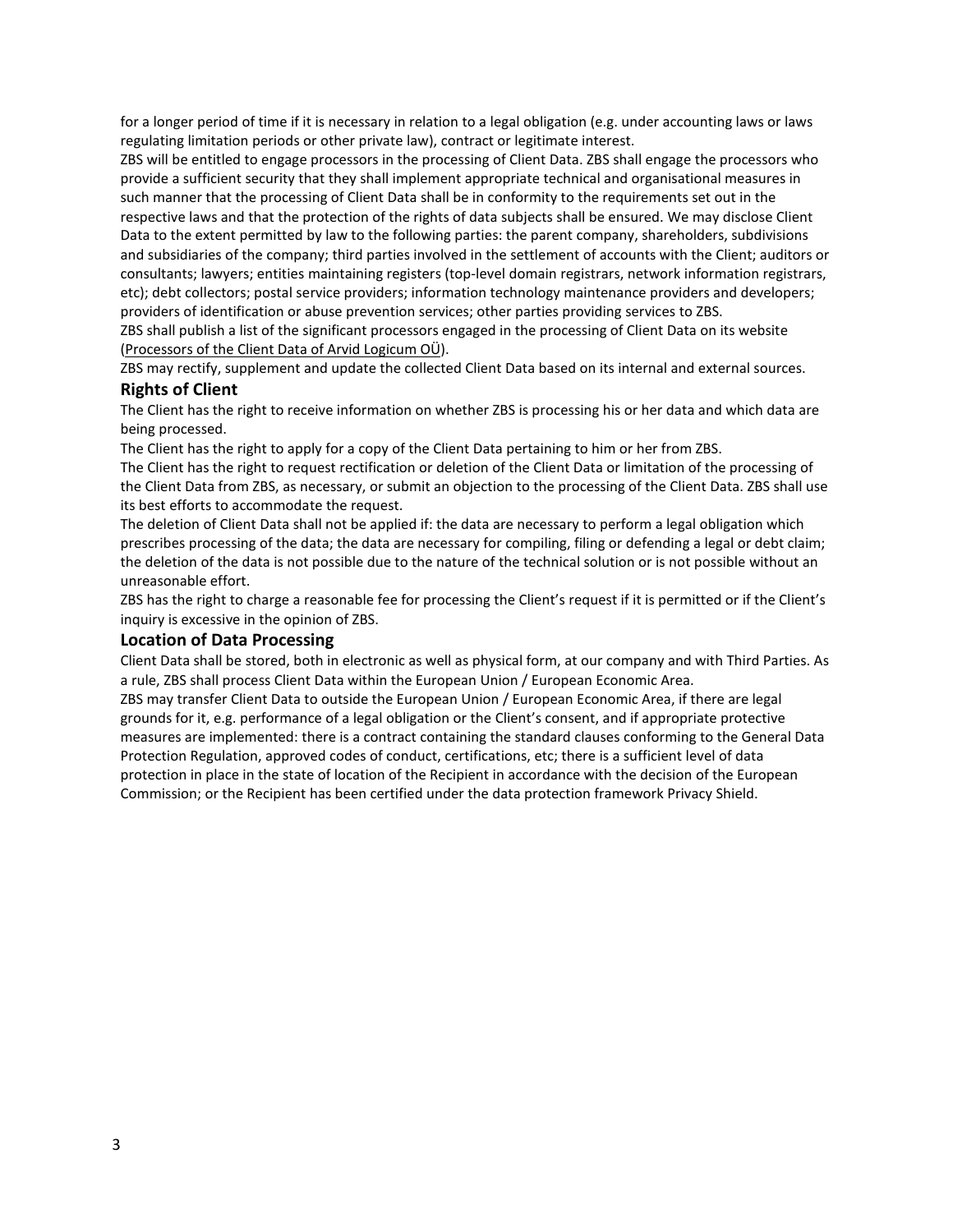for a longer period of time if it is necessary in relation to a legal obligation (e.g. under accounting laws or laws regulating limitation periods or other private law), contract or legitimate interest.

ZBS will be entitled to engage processors in the processing of Client Data. ZBS shall engage the processors who provide a sufficient security that they shall implement appropriate technical and organisational measures in such manner that the processing of Client Data shall be in conformity to the requirements set out in the respective laws and that the protection of the rights of data subjects shall be ensured. We may disclose Client Data to the extent permitted by law to the following parties: the parent company, shareholders, subdivisions and subsidiaries of the company; third parties involved in the settlement of accounts with the Client; auditors or consultants; lawyers; entities maintaining registers (top-level domain registrars, network information registrars, etc); debt collectors; postal service providers; information technology maintenance providers and developers; providers of identification or abuse prevention services; other parties providing services to ZBS.

ZBS shall publish a list of the significant processors engaged in the processing of Client Data on its website (Processors of the Client Data of Arvid Logicum OÜ).

ZBS may rectify, supplement and update the collected Client Data based on its internal and external sources.

## Rights of Client

The Client has the right to receive information on whether ZBS is processing his or her data and which data are being processed.

The Client has the right to apply for a copy of the Client Data pertaining to him or her from ZBS.

The Client has the right to request rectification or deletion of the Client Data or limitation of the processing of the Client Data from ZBS, as necessary, or submit an objection to the processing of the Client Data. ZBS shall use its best efforts to accommodate the request.

The deletion of Client Data shall not be applied if: the data are necessary to perform a legal obligation which prescribes processing of the data; the data are necessary for compiling, filing or defending a legal or debt claim; the deletion of the data is not possible due to the nature of the technical solution or is not possible without an unreasonable effort.

ZBS has the right to charge a reasonable fee for processing the Client's request if it is permitted or if the Client's inquiry is excessive in the opinion of ZBS.

## Location of Data Processing

Client Data shall be stored, both in electronic as well as physical form, at our company and with Third Parties. As a rule, ZBS shall process Client Data within the European Union / European Economic Area.

ZBS may transfer Client Data to outside the European Union / European Economic Area, if there are legal grounds for it, e.g. performance of a legal obligation or the Client's consent, and if appropriate protective measures are implemented: there is a contract containing the standard clauses conforming to the General Data Protection Regulation, approved codes of conduct, certifications, etc; there is a sufficient level of data protection in place in the state of location of the Recipient in accordance with the decision of the European Commission; or the Recipient has been certified under the data protection framework Privacy Shield.